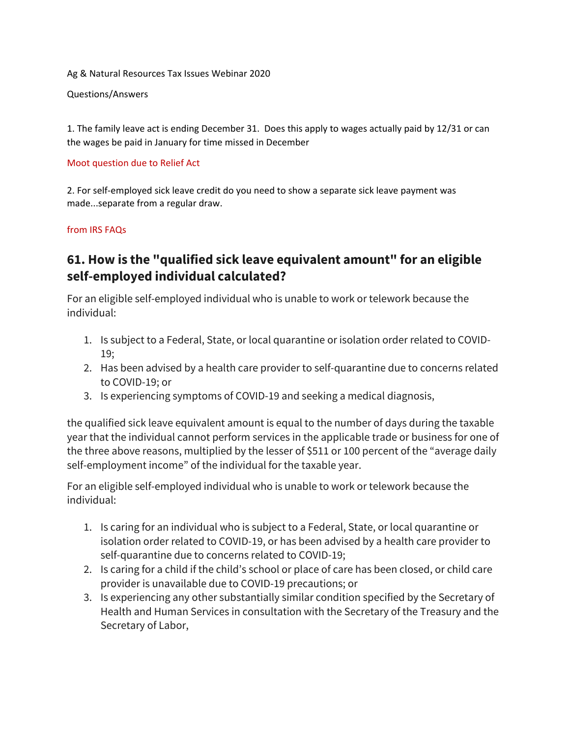Ag & Natural Resources Tax Issues Webinar 2020

Questions/Answers

1. The family leave act is ending December 31. Does this apply to wages actually paid by 12/31 or can the wages be paid in January for time missed in December

Moot question due to Relief Act

2. For self-employed sick leave credit do you need to show a separate sick leave payment was made...separate from a regular draw.

from IRS FAQs

## 61. How is the "qualified sick leave equivalent amount" for an eligible self-employed individual calculated?

For an eligible self-employed individual who is unable to work or telework because the individual:

1. Is subject to a Federal, State, or local quarantine or isolation order related to COVID-19;
2. Has been advised by a health care provider to self-quarantine due to concerns related to COVID-19; or
3. Is experiencing symptoms of COVID-19 and seeking a medical diagnosis,

the qualified sick leave equivalent amount is equal to the number of days during the taxable year that the individual cannot perform services in the applicable trade or business for one of the three above reasons, multiplied by the lesser of $511 or 100 percent of the "average daily self-employment income" of the individual for the taxable year.

For an eligible self-employed individual who is unable to work or telework because the individual:

1. Is caring for an individual who is subject to a Federal, State, or local quarantine or isolation order related to COVID-19, or has been advised by a health care provider to self-quarantine due to concerns related to COVID-19;
2. Is caring for a child if the child's school or place of care has been closed, or child care provider is unavailable due to COVID-19 precautions; or
3. Is experiencing any other substantially similar condition specified by the Secretary of Health and Human Services in consultation with the Secretary of the Treasury and the Secretary of Labor,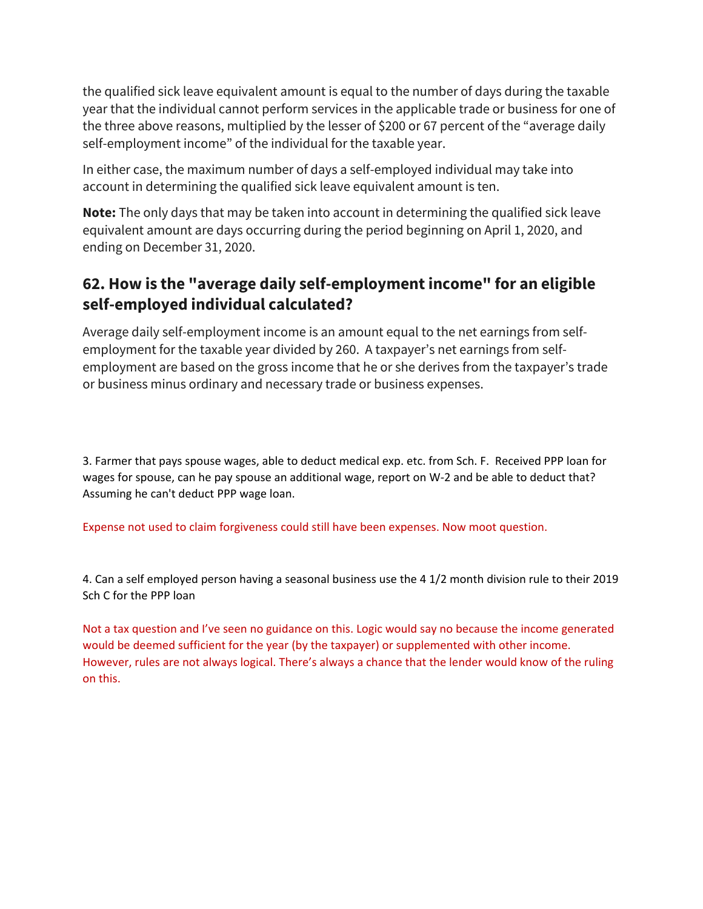the qualified sick leave equivalent amount is equal to the number of days during the taxable year that the individual cannot perform services in the applicable trade or business for one of the three above reasons, multiplied by the lesser of $200 or 67 percent of the "average daily self-employment income" of the individual for the taxable year.

In either case, the maximum number of days a self-employed individual may take into account in determining the qualified sick leave equivalent amount is ten.

**Note:** The only days that may be taken into account in determining the qualified sick leave equivalent amount are days occurring during the period beginning on April 1, 2020, and ending on December 31, 2020.

## 62. How is the "average daily self-employment income" for an eligible self-employed individual calculated?

Average daily self-employment income is an amount equal to the net earnings from self-employment for the taxable year divided by 260. A taxpayer's net earnings from self-employment are based on the gross income that he or she derives from the taxpayer's trade or business minus ordinary and necessary trade or business expenses.

3. Farmer that pays spouse wages, able to deduct medical exp. etc. from Sch. F. Received PPP loan for wages for spouse, can he pay spouse an additional wage, report on W-2 and be able to deduct that? Assuming he can't deduct PPP wage loan.

Expense not used to claim forgiveness could still have been expenses. Now moot question.

4. Can a self employed person having a seasonal business use the 4 1/2 month division rule to their 2019 Sch C for the PPP loan

Not a tax question and I've seen no guidance on this. Logic would say no because the income generated would be deemed sufficient for the year (by the taxpayer) or supplemented with other income. However, rules are not always logical. There's always a chance that the lender would know of the ruling on this.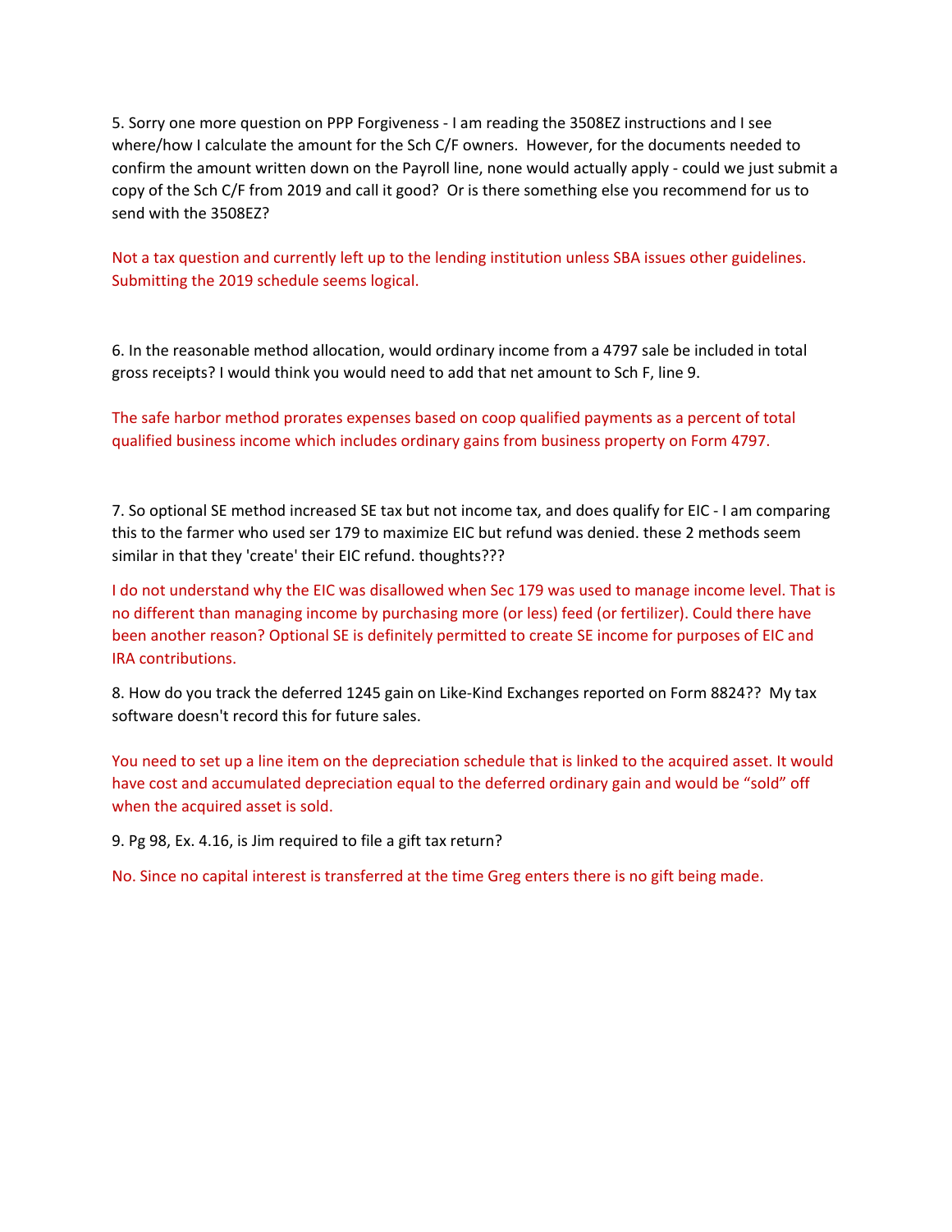5. Sorry one more question on PPP Forgiveness - I am reading the 3508EZ instructions and I see where/how I calculate the amount for the Sch C/F owners. However, for the documents needed to confirm the amount written down on the Payroll line, none would actually apply - could we just submit a copy of the Sch C/F from 2019 and call it good? Or is there something else you recommend for us to send with the 3508EZ?

Not a tax question and currently left up to the lending institution unless SBA issues other guidelines. Submitting the 2019 schedule seems logical.

6. In the reasonable method allocation, would ordinary income from a 4797 sale be included in total gross receipts? I would think you would need to add that net amount to Sch F, line 9.

The safe harbor method prorates expenses based on coop qualified payments as a percent of total qualified business income which includes ordinary gains from business property on Form 4797.

7. So optional SE method increased SE tax but not income tax, and does qualify for EIC - I am comparing this to the farmer who used ser 179 to maximize EIC but refund was denied. these 2 methods seem similar in that they 'create' their EIC refund. thoughts???

I do not understand why the EIC was disallowed when Sec 179 was used to manage income level. That is no different than managing income by purchasing more (or less) feed (or fertilizer). Could there have been another reason? Optional SE is definitely permitted to create SE income for purposes of EIC and IRA contributions.

8. How do you track the deferred 1245 gain on Like-Kind Exchanges reported on Form 8824?? My tax software doesn't record this for future sales.

You need to set up a line item on the depreciation schedule that is linked to the acquired asset. It would have cost and accumulated depreciation equal to the deferred ordinary gain and would be "sold" off when the acquired asset is sold.

9. Pg 98, Ex. 4.16, is Jim required to file a gift tax return?

No. Since no capital interest is transferred at the time Greg enters there is no gift being made.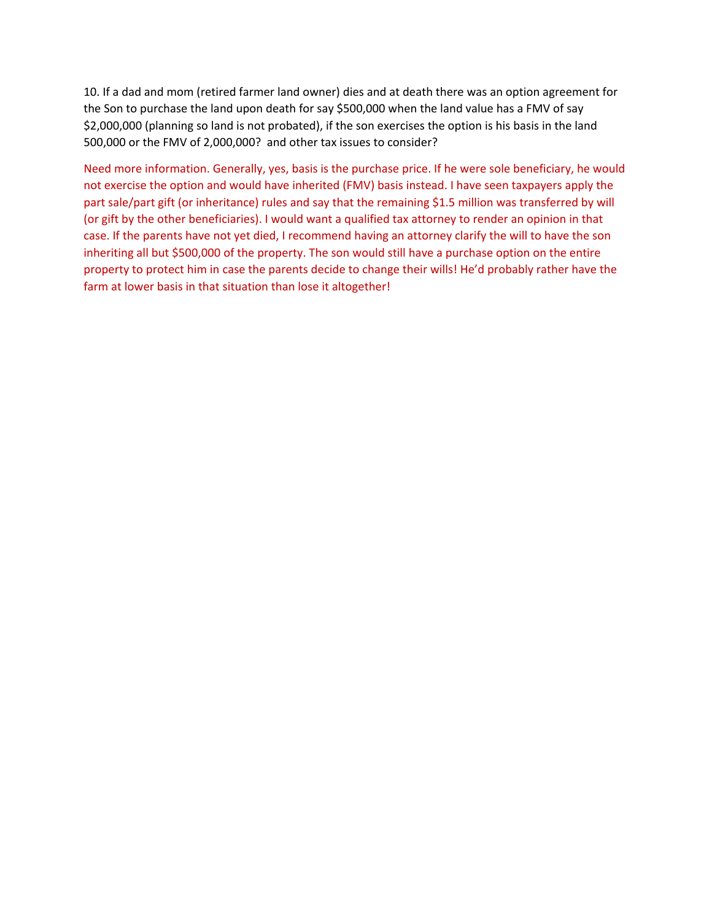10. If a dad and mom (retired farmer land owner) dies and at death there was an option agreement for the Son to purchase the land upon death for say $500,000 when the land value has a FMV of say $2,000,000 (planning so land is not probated), if the son exercises the option is his basis in the land 500,000 or the FMV of 2,000,000? and other tax issues to consider?

Need more information. Generally, yes, basis is the purchase price. If he were sole beneficiary, he would not exercise the option and would have inherited (FMV) basis instead. I have seen taxpayers apply the part sale/part gift (or inheritance) rules and say that the remaining $1.5 million was transferred by will (or gift by the other beneficiaries). I would want a qualified tax attorney to render an opinion in that case. If the parents have not yet died, I recommend having an attorney clarify the will to have the son inheriting all but $500,000 of the property. The son would still have a purchase option on the entire property to protect him in case the parents decide to change their wills! He'd probably rather have the farm at lower basis in that situation than lose it altogether!